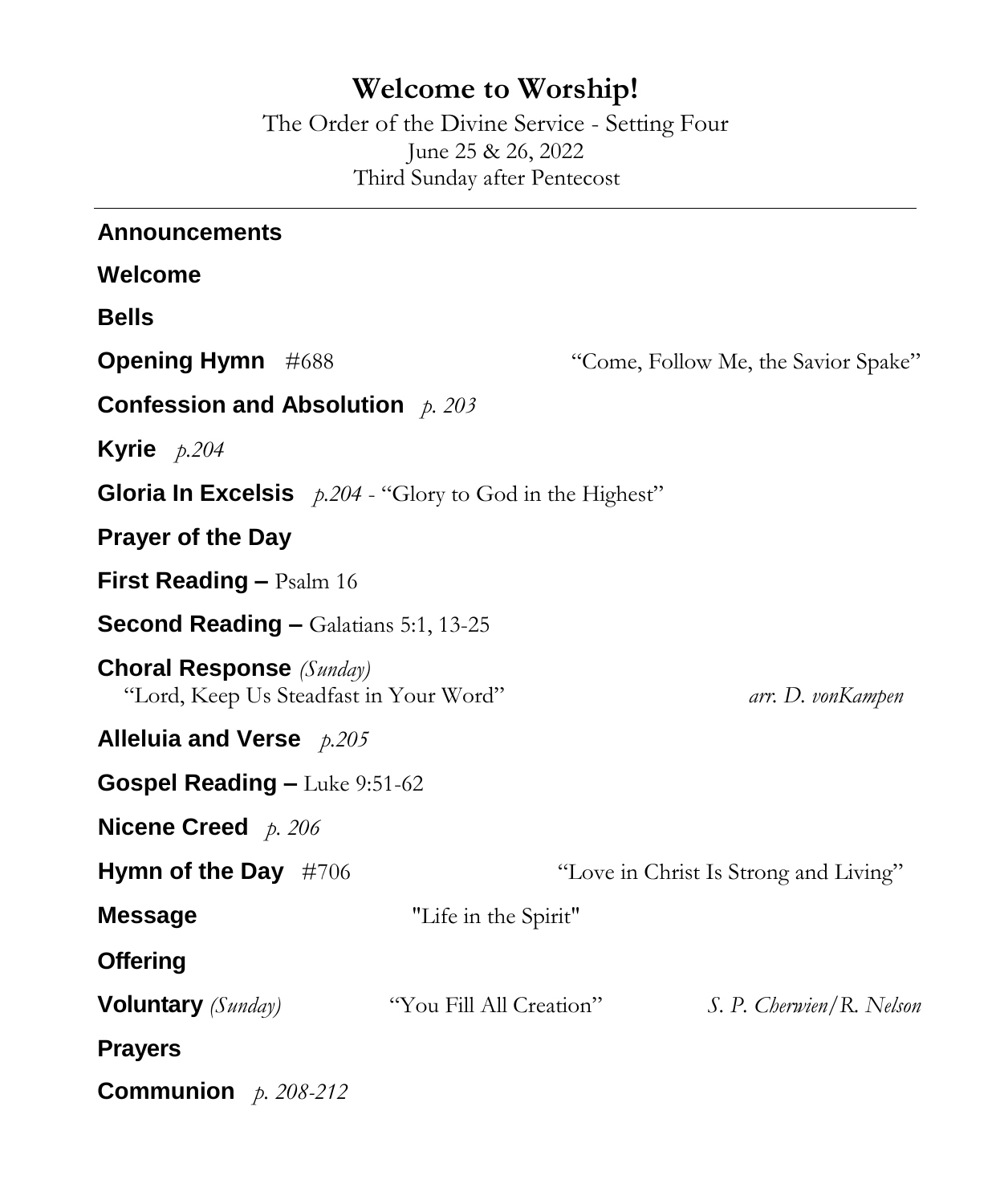# Welcome to Worship!

The Order of the Divine Service - Setting Four
June 25 & 26, 2022
Third Sunday after Pentecost

---

**Announcements**

**Welcome**

**Bells**

**Opening Hymn** #688 "Come, Follow Me, the Savior Spake"

**Confession and Absolution** *p. 203*

**Kyrie** *p.204*

**Gloria In Excelsis** *p.204* - "Glory to God in the Highest"

**Prayer of the Day**

**First Reading –** Psalm 16

**Second Reading –** Galatians 5:1, 13-25

**Choral Response** *(Sunday)*
"Lord, Keep Us Steadfast in Your Word" *arr. D. vonKampen*

**Alleluia and Verse** *p.205*

**Gospel Reading –** Luke 9:51-62

**Nicene Creed** *p. 206*

**Hymn of the Day** #706 "Love in Christ Is Strong and Living"

**Message** "Life in the Spirit"

**Offering**

**Voluntary** *(Sunday)* "You Fill All Creation" *S. P. Cherwien/R. Nelson*

**Prayers**

**Communion** *p. 208-212*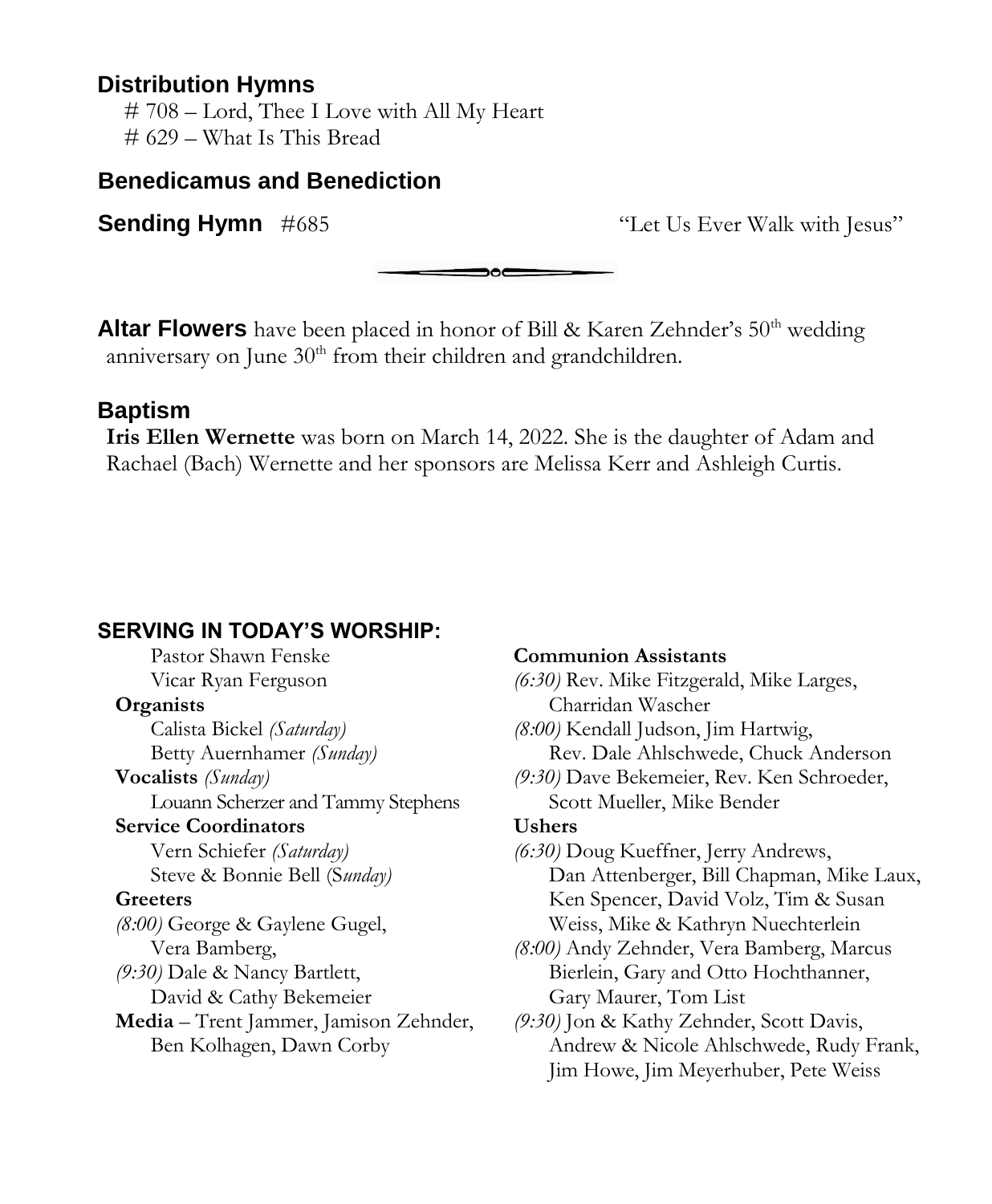## Distribution Hymns

# 708 – Lord, Thee I Love with All My Heart
# 629 – What Is This Bread

## Benedicamus and Benediction

**Sending Hymn** #685 "Let Us Ever Walk with Jesus"

---

**Altar Flowers** have been placed in honor of Bill & Karen Zehnder's 50th wedding anniversary on June 30th from their children and grandchildren.

## Baptism

**Iris Ellen Wernette** was born on March 14, 2022. She is the daughter of Adam and Rachael (Bach) Wernette and her sponsors are Melissa Kerr and Ashleigh Curtis.

## SERVING IN TODAY'S WORSHIP:

Pastor Shawn Fenske
Vicar Ryan Ferguson

**Organists**
Calista Bickel *(Saturday)*
Betty Auernhamer *(Sunday)*

**Vocalists** *(Sunday)*
Louann Scherzer and Tammy Stephens

**Service Coordinators**
Vern Schiefer *(Saturday)*
Steve & Bonnie Bell *(Sunday)*

**Greeters**
*(8:00)* George & Gaylene Gugel, Vera Bamberg,
*(9:30)* Dale & Nancy Bartlett, David & Cathy Bekemeier

**Media** – Trent Jammer, Jamison Zehnder, Ben Kolhagen, Dawn Corby

**Communion Assistants**
*(6:30)* Rev. Mike Fitzgerald, Mike Larges, Charridan Wascher
*(8:00)* Kendall Judson, Jim Hartwig, Rev. Dale Ahlschwede, Chuck Anderson
*(9:30)* Dave Bekemeier, Rev. Ken Schroeder, Scott Mueller, Mike Bender

**Ushers**
*(6:30)* Doug Kueffner, Jerry Andrews, Dan Attenberger, Bill Chapman, Mike Laux, Ken Spencer, David Volz, Tim & Susan Weiss, Mike & Kathryn Nuechterlein
*(8:00)* Andy Zehnder, Vera Bamberg, Marcus Bierlein, Gary and Otto Hochthanner, Gary Maurer, Tom List
*(9:30)* Jon & Kathy Zehnder, Scott Davis, Andrew & Nicole Ahlschwede, Rudy Frank, Jim Howe, Jim Meyerhuber, Pete Weiss